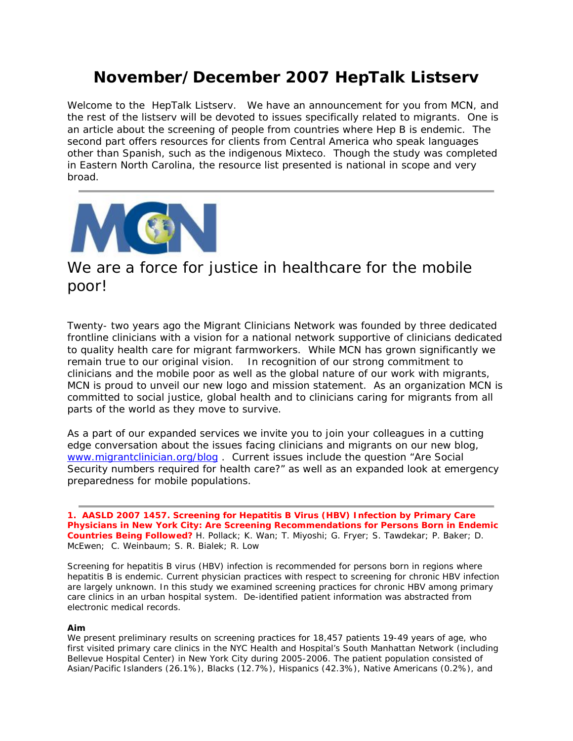# November/December 2007 HepTalk Listserv

Welcome to the HepTalk Listserv. We have an announcement for you from MCN, and the rest of the listserv will be devoted to issues specifically related to migrants. One is an article about the screening of people from countries where Hep B is endemic. The second part offers resources for clients from Central America who speak languages other than Spanish, such as the indigenous Mixteco. Though the study was completed in Eastern North Carolina, the resource list presented is national in scope and very broad.

---

MCN

## We are a force for justice in healthcare for the mobile poor!

Twenty- two years ago the Migrant Clinicians Network was founded by three dedicated frontline clinicians with a vision for a national network supportive of clinicians dedicated to quality health care for migrant farmworkers. While MCN has grown significantly we remain true to our original vision. In recognition of our strong commitment to clinicians and the mobile poor as well as the global nature of our work with migrants, MCN is proud to unveil our new logo and mission statement. As an organization MCN is committed to social justice, global health and to clinicians caring for migrants from all parts of the world as they move to survive.

As a part of our expanded services we invite you to join your colleagues in a cutting edge conversation about the issues facing clinicians and migrants on our new blog, www.migrantclinician.org/blog . Current issues include the question "Are Social Security numbers required for health care?" as well as an expanded look at emergency preparedness for mobile populations.

---

**1. AASLD 2007 1457. Screening for Hepatitis B Virus (HBV) Infection by Primary Care Physicians in New York City: Are Screening Recommendations for Persons Born in Endemic Countries Being Followed?** H. Pollack; K. Wan; T. Miyoshi; G. Fryer; S. Tawdekar; P. Baker; D. McEwen; C. Weinbaum; S. R. Bialek; R. Low

Screening for hepatitis B virus (HBV) infection is recommended for persons born in regions where hepatitis B is endemic. Current physician practices with respect to screening for chronic HBV infection are largely unknown. In this study we examined screening practices for chronic HBV among primary care clinics in an urban hospital system. De-identified patient information was abstracted from electronic medical records.

**Aim**

We present preliminary results on screening practices for 18,457 patients 19-49 years of age, who first visited primary care clinics in the NYC Health and Hospital's South Manhattan Network (including Bellevue Hospital Center) in New York City during 2005-2006. The patient population consisted of Asian/Pacific Islanders (26.1%), Blacks (12.7%), Hispanics (42.3%), Native Americans (0.2%), and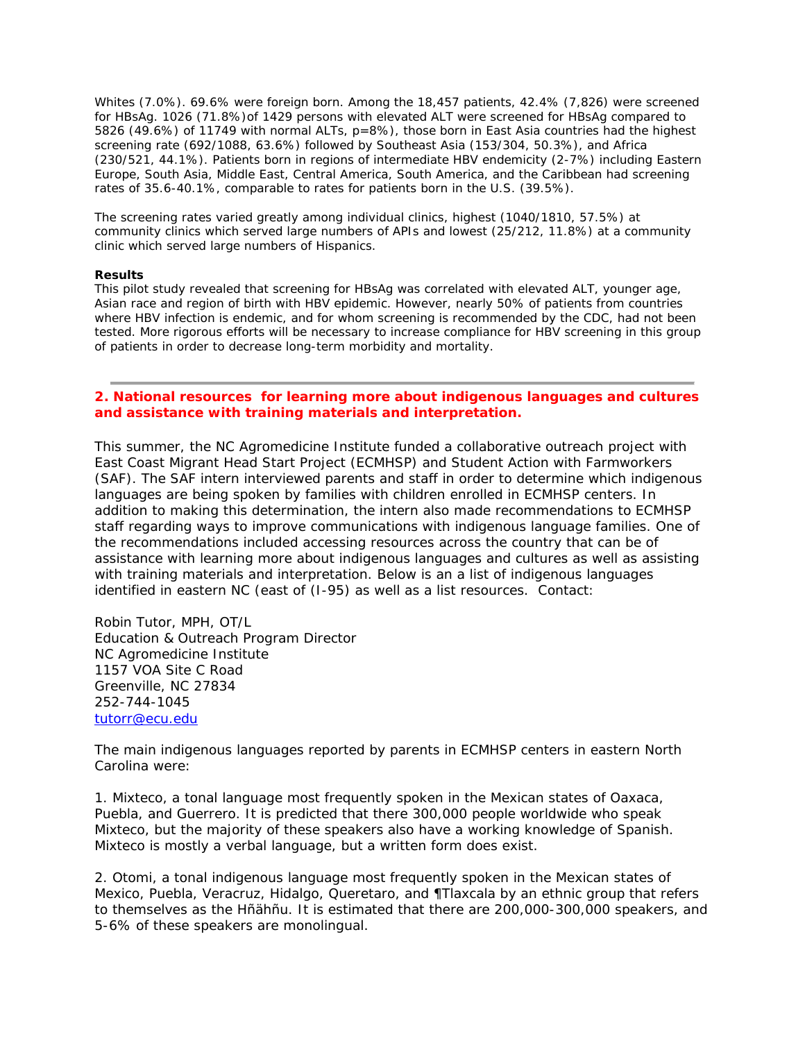Whites (7.0%). 69.6% were foreign born. Among the 18,457 patients, 42.4% (7,826) were screened for HBsAg. 1026 (71.8%)of 1429 persons with elevated ALT were screened for HBsAg compared to 5826 (49.6%) of 11749 with normal ALTs, p=8%), those born in East Asia countries had the highest screening rate (692/1088, 63.6%) followed by Southeast Asia (153/304, 50.3%), and Africa (230/521, 44.1%). Patients born in regions of intermediate HBV endemicity (2-7%) including Eastern Europe, South Asia, Middle East, Central America, South America, and the Caribbean had screening rates of 35.6-40.1%, comparable to rates for patients born in the U.S. (39.5%).

The screening rates varied greatly among individual clinics, highest (1040/1810, 57.5%) at community clinics which served large numbers of APIs and lowest (25/212, 11.8%) at a community clinic which served large numbers of Hispanics.

**Results**
This pilot study revealed that screening for HBsAg was correlated with elevated ALT, younger age, Asian race and region of birth with HBV epidemic. However, nearly 50% of patients from countries where HBV infection is endemic, and for whom screening is recommended by the CDC, had not been tested. More rigorous efforts will be necessary to increase compliance for HBV screening in this group of patients in order to decrease long-term morbidity and mortality.

---

## 2. National resources for learning more about indigenous languages and cultures and assistance with training materials and interpretation.

This summer, the NC Agromedicine Institute funded a collaborative outreach project with East Coast Migrant Head Start Project (ECMHSP) and Student Action with Farmworkers (SAF). The SAF intern interviewed parents and staff in order to determine which indigenous languages are being spoken by families with children enrolled in ECMHSP centers. In addition to making this determination, the intern also made recommendations to ECMHSP staff regarding ways to improve communications with indigenous language families. One of the recommendations included accessing resources across the country that can be of assistance with learning more about indigenous languages and cultures as well as assisting with training materials and interpretation. Below is an a list of indigenous languages identified in eastern NC (east of (I-95) as well as a list resources. Contact:

Robin Tutor, MPH, OT/L
Education & Outreach Program Director
NC Agromedicine Institute
1157 VOA Site C Road
Greenville, NC 27834
252-744-1045
tutorr@ecu.edu

The main indigenous languages reported by parents in ECMHSP centers in eastern North Carolina were:

1. Mixteco, a tonal language most frequently spoken in the Mexican states of Oaxaca, Puebla, and Guerrero. It is predicted that there 300,000 people worldwide who speak Mixteco, but the majority of these speakers also have a working knowledge of Spanish. Mixteco is mostly a verbal language, but a written form does exist.

2. Otomi, a tonal indigenous language most frequently spoken in the Mexican states of Mexico, Puebla, Veracruz, Hidalgo, Queretaro, and ¶Tlaxcala by an ethnic group that refers to themselves as the Hñähñu. It is estimated that there are 200,000-300,000 speakers, and 5-6% of these speakers are monolingual.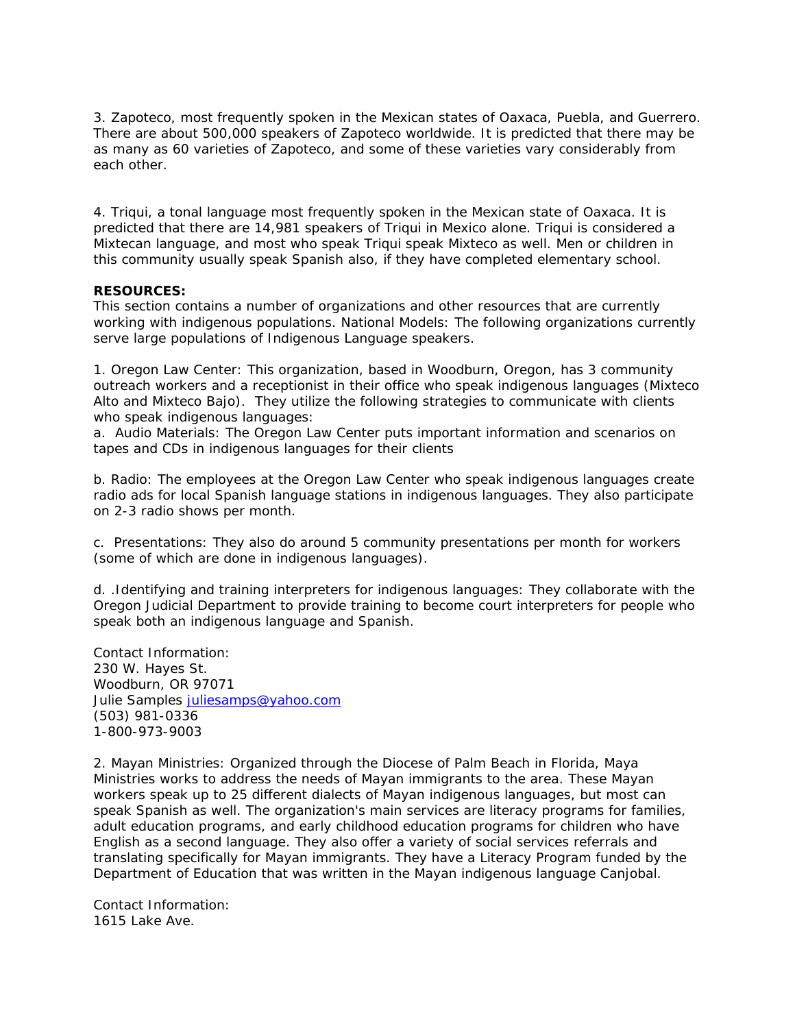3. Zapoteco, most frequently spoken in the Mexican states of Oaxaca, Puebla, and Guerrero. There are about 500,000 speakers of Zapoteco worldwide. It is predicted that there may be as many as 60 varieties of Zapoteco, and some of these varieties vary considerably from each other.

4. Triqui, a tonal language most frequently spoken in the Mexican state of Oaxaca. It is predicted that there are 14,981 speakers of Triqui in Mexico alone. Triqui is considered a Mixtecan language, and most who speak Triqui speak Mixteco as well. Men or children in this community usually speak Spanish also, if they have completed elementary school.

**RESOURCES:**
This section contains a number of organizations and other resources that are currently working with indigenous populations. National Models: The following organizations currently serve large populations of Indigenous Language speakers.

1. Oregon Law Center: This organization, based in Woodburn, Oregon, has 3 community outreach workers and a receptionist in their office who speak indigenous languages (Mixteco Alto and Mixteco Bajo). They utilize the following strategies to communicate with clients who speak indigenous languages:
a. Audio Materials: The Oregon Law Center puts important information and scenarios on tapes and CDs in indigenous languages for their clients

b. Radio: The employees at the Oregon Law Center who speak indigenous languages create radio ads for local Spanish language stations in indigenous languages. They also participate on 2-3 radio shows per month.

c. Presentations: They also do around 5 community presentations per month for workers (some of which are done in indigenous languages).

d. .Identifying and training interpreters for indigenous languages: They collaborate with the Oregon Judicial Department to provide training to become court interpreters for people who speak both an indigenous language and Spanish.

Contact Information:
230 W. Hayes St.
Woodburn, OR 97071
Julie Samples juliesamps@yahoo.com
(503) 981-0336
1-800-973-9003

2. Mayan Ministries: Organized through the Diocese of Palm Beach in Florida, Maya Ministries works to address the needs of Mayan immigrants to the area. These Mayan workers speak up to 25 different dialects of Mayan indigenous languages, but most can speak Spanish as well. The organization's main services are literacy programs for families, adult education programs, and early childhood education programs for children who have English as a second language. They also offer a variety of social services referrals and translating specifically for Mayan immigrants. They have a Literacy Program funded by the Department of Education that was written in the Mayan indigenous language Canjobal.

Contact Information:
1615 Lake Ave.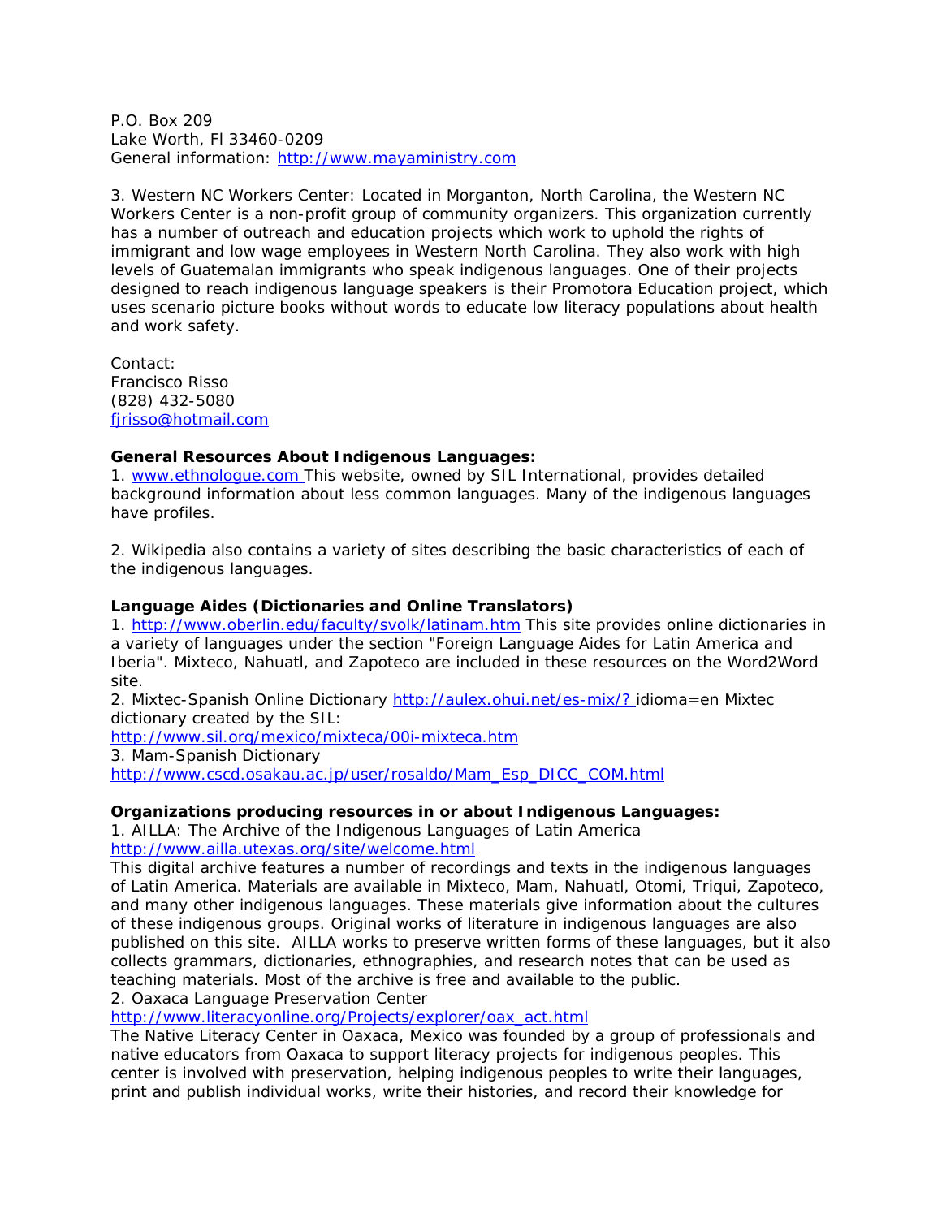P.O. Box 209
Lake Worth, Fl 33460-0209
General information: http://www.mayaministry.com

3. Western NC Workers Center: Located in Morganton, North Carolina, the Western NC Workers Center is a non-profit group of community organizers. This organization currently has a number of outreach and education projects which work to uphold the rights of immigrant and low wage employees in Western North Carolina. They also work with high levels of Guatemalan immigrants who speak indigenous languages. One of their projects designed to reach indigenous language speakers is their Promotora Education project, which uses scenario picture books without words to educate low literacy populations about health and work safety.

Contact:
Francisco Risso
(828) 432-5080
fjrisso@hotmail.com

**General Resources About Indigenous Languages:**

1. www.ethnologue.com This website, owned by SIL International, provides detailed background information about less common languages. Many of the indigenous languages have profiles.

2. Wikipedia also contains a variety of sites describing the basic characteristics of each of the indigenous languages.

**Language Aides (Dictionaries and Online Translators)**

1. http://www.oberlin.edu/faculty/svolk/latinam.htm This site provides online dictionaries in a variety of languages under the section "Foreign Language Aides for Latin America and Iberia". Mixteco, Nahuatl, and Zapoteco are included in these resources on the Word2Word site.
2. Mixtec-Spanish Online Dictionary http://aulex.ohui.net/es-mix/? idioma=en Mixtec dictionary created by the SIL:
http://www.sil.org/mexico/mixteca/00i-mixteca.htm
3. Mam-Spanish Dictionary
http://www.cscd.osakau.ac.jp/user/rosaldo/Mam_Esp_DICC_COM.html

**Organizations producing resources in or about Indigenous Languages:**

1. AILLA: The Archive of the Indigenous Languages of Latin America
http://www.ailla.utexas.org/site/welcome.html
This digital archive features a number of recordings and texts in the indigenous languages of Latin America. Materials are available in Mixteco, Mam, Nahuatl, Otomi, Triqui, Zapoteco, and many other indigenous languages. These materials give information about the cultures of these indigenous groups. Original works of literature in indigenous languages are also published on this site. AILLA works to preserve written forms of these languages, but it also collects grammars, dictionaries, ethnographies, and research notes that can be used as teaching materials. Most of the archive is free and available to the public.
2. Oaxaca Language Preservation Center
http://www.literacyonline.org/Projects/explorer/oax_act.html
The Native Literacy Center in Oaxaca, Mexico was founded by a group of professionals and native educators from Oaxaca to support literacy projects for indigenous peoples. This center is involved with preservation, helping indigenous peoples to write their languages, print and publish individual works, write their histories, and record their knowledge for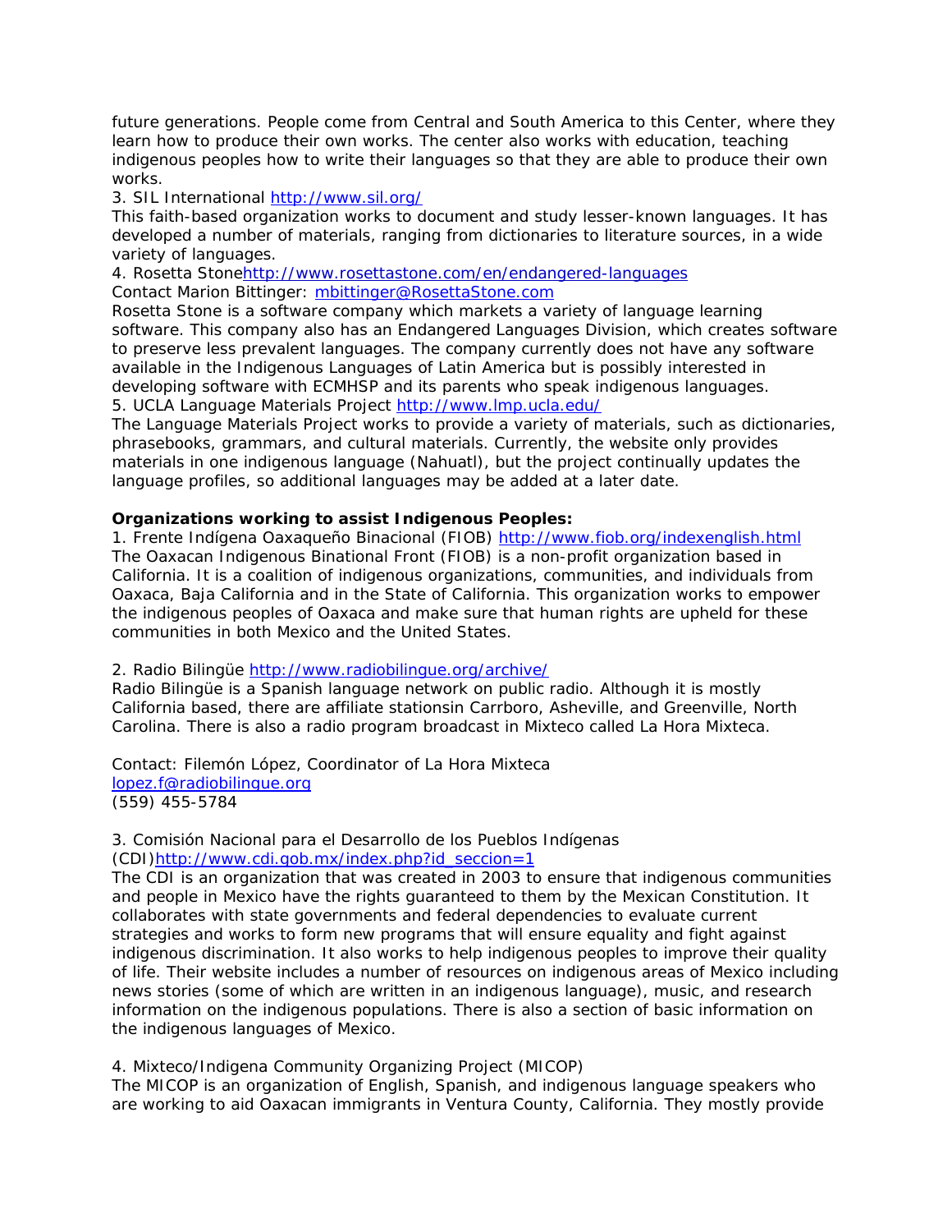future generations. People come from Central and South America to this Center, where they learn how to produce their own works. The center also works with education, teaching indigenous peoples how to write their languages so that they are able to produce their own works.

3. SIL International http://www.sil.org/

This faith-based organization works to document and study lesser-known languages. It has developed a number of materials, ranging from dictionaries to literature sources, in a wide variety of languages.

4. Rosetta Stonehttp://www.rosettastone.com/en/endangered-languages

Contact Marion Bittinger: mbittinger@RosettaStone.com

Rosetta Stone is a software company which markets a variety of language learning software. This company also has an Endangered Languages Division, which creates software to preserve less prevalent languages. The company currently does not have any software available in the Indigenous Languages of Latin America but is possibly interested in developing software with ECMHSP and its parents who speak indigenous languages.

5. UCLA Language Materials Project http://www.lmp.ucla.edu/

The Language Materials Project works to provide a variety of materials, such as dictionaries, phrasebooks, grammars, and cultural materials. Currently, the website only provides materials in one indigenous language (Nahuatl), but the project continually updates the language profiles, so additional languages may be added at a later date.

**Organizations working to assist Indigenous Peoples:**

1. Frente Indígena Oaxaqueño Binacional (FIOB) http://www.fiob.org/indexenglish.html

The Oaxacan Indigenous Binational Front (FIOB) is a non-profit organization based in California. It is a coalition of indigenous organizations, communities, and individuals from Oaxaca, Baja California and in the State of California. This organization works to empower the indigenous peoples of Oaxaca and make sure that human rights are upheld for these communities in both Mexico and the United States.

2. Radio Bilingüe http://www.radiobilingue.org/archive/

Radio Bilingüe is a Spanish language network on public radio. Although it is mostly California based, there are affiliate stationsin Carrboro, Asheville, and Greenville, North Carolina. There is also a radio program broadcast in Mixteco called La Hora Mixteca.

Contact: Filemón López, Coordinator of La Hora Mixteca
lopez.f@radiobilingue.org
(559) 455-5784

3. Comisión Nacional para el Desarrollo de los Pueblos Indígenas (CDI)http://www.cdi.gob.mx/index.php?id_seccion=1

The CDI is an organization that was created in 2003 to ensure that indigenous communities and people in Mexico have the rights guaranteed to them by the Mexican Constitution. It collaborates with state governments and federal dependencies to evaluate current strategies and works to form new programs that will ensure equality and fight against indigenous discrimination. It also works to help indigenous peoples to improve their quality of life. Their website includes a number of resources on indigenous areas of Mexico including news stories (some of which are written in an indigenous language), music, and research information on the indigenous populations. There is also a section of basic information on the indigenous languages of Mexico.

4. Mixteco/Indigena Community Organizing Project (MICOP)

The MICOP is an organization of English, Spanish, and indigenous language speakers who are working to aid Oaxacan immigrants in Ventura County, California. They mostly provide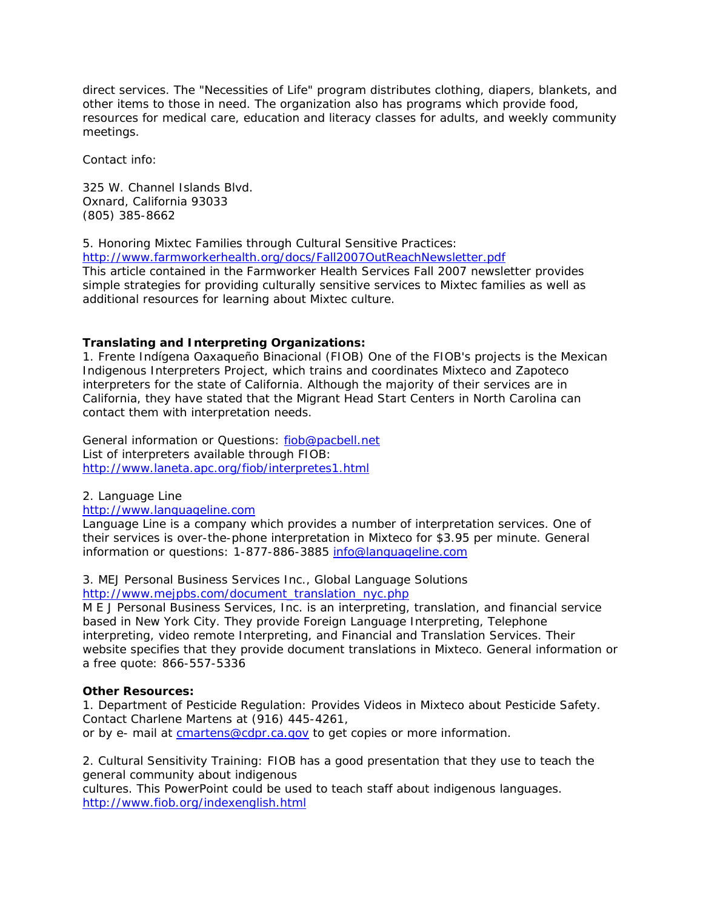direct services. The "Necessities of Life" program distributes clothing, diapers, blankets, and other items to those in need. The organization also has programs which provide food, resources for medical care, education and literacy classes for adults, and weekly community meetings.

Contact info:

325 W. Channel Islands Blvd.  
Oxnard, California 93033  
(805) 385-8662

5. Honoring Mixtec Families through Cultural Sensitive Practices:  
http://www.farmworkerhealth.org/docs/Fall2007OutReachNewsletter.pdf  
This article contained in the Farmworker Health Services Fall 2007 newsletter provides simple strategies for providing culturally sensitive services to Mixtec families as well as additional resources for learning about Mixtec culture.

**Translating and Interpreting Organizations:**

1. Frente Indígena Oaxaqueño Binacional (FIOB) One of the FIOB's projects is the Mexican Indigenous Interpreters Project, which trains and coordinates Mixteco and Zapoteco interpreters for the state of California. Although the majority of their services are in California, they have stated that the Migrant Head Start Centers in North Carolina can contact them with interpretation needs.

General information or Questions: fiob@pacbell.net  
List of interpreters available through FIOB:  
http://www.laneta.apc.org/fiob/interpretes1.html

2. Language Line  
http://www.languageline.com  
Language Line is a company which provides a number of interpretation services. One of their services is over-the-phone interpretation in Mixteco for $3.95 per minute. General information or questions: 1-877-886-3885 info@languageline.com

3. MEJ Personal Business Services Inc., Global Language Solutions  
http://www.mejpbs.com/document_translation_nyc.php  
M E J Personal Business Services, Inc. is an interpreting, translation, and financial service based in New York City. They provide Foreign Language Interpreting, Telephone interpreting, video remote Interpreting, and Financial and Translation Services. Their website specifies that they provide document translations in Mixteco. General information or a free quote: 866-557-5336

**Other Resources:**

1. Department of Pesticide Regulation: Provides Videos in Mixteco about Pesticide Safety. Contact Charlene Martens at (916) 445-4261,  
or by e- mail at cmartens@cdpr.ca.gov to get copies or more information.

2. Cultural Sensitivity Training: FIOB has a good presentation that they use to teach the general community about indigenous  
cultures. This PowerPoint could be used to teach staff about indigenous languages.  
http://www.fiob.org/indexenglish.html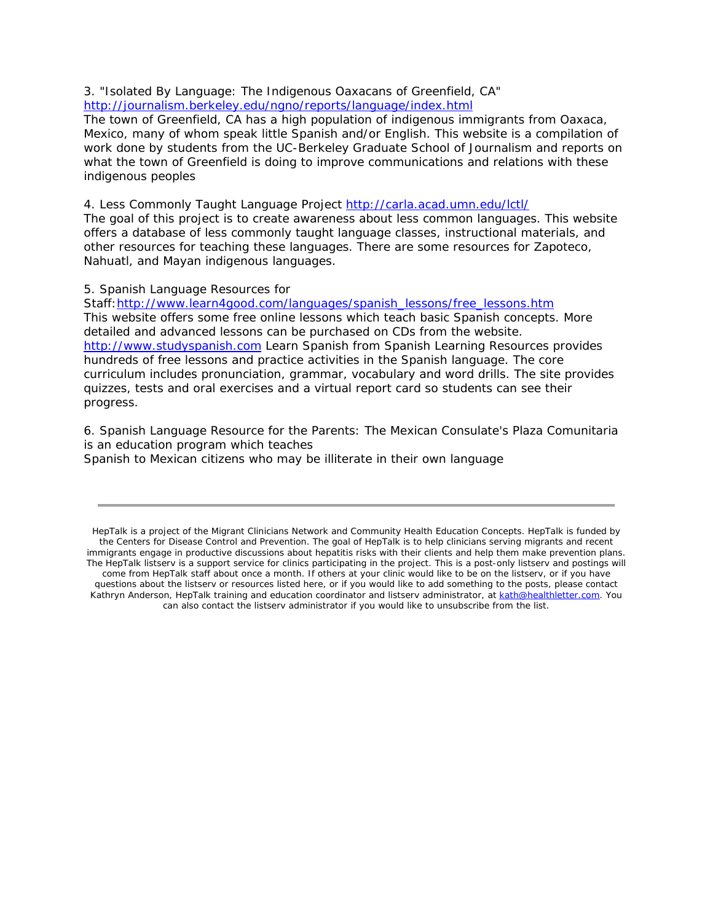3. "Isolated By Language: The Indigenous Oaxacans of Greenfield, CA"
http://journalism.berkeley.edu/ngno/reports/language/index.html
The town of Greenfield, CA has a high population of indigenous immigrants from Oaxaca, Mexico, many of whom speak little Spanish and/or English. This website is a compilation of work done by students from the UC-Berkeley Graduate School of Journalism and reports on what the town of Greenfield is doing to improve communications and relations with these indigenous peoples

4. Less Commonly Taught Language Project http://carla.acad.umn.edu/lctl/
The goal of this project is to create awareness about less common languages. This website offers a database of less commonly taught language classes, instructional materials, and other resources for teaching these languages. There are some resources for Zapoteco, Nahuatl, and Mayan indigenous languages.

5. Spanish Language Resources for Staff: http://www.learn4good.com/languages/spanish_lessons/free_lessons.htm
This website offers some free online lessons which teach basic Spanish concepts. More detailed and advanced lessons can be purchased on CDs from the website.
http://www.studyspanish.com Learn Spanish from Spanish Learning Resources provides hundreds of free lessons and practice activities in the Spanish language. The core curriculum includes pronunciation, grammar, vocabulary and word drills. The site provides quizzes, tests and oral exercises and a virtual report card so students can see their progress.

6. Spanish Language Resource for the Parents: The Mexican Consulate's Plaza Comunitaria is an education program which teaches
Spanish to Mexican citizens who may be illiterate in their own language

---

HepTalk is a project of the Migrant Clinicians Network and Community Health Education Concepts. HepTalk is funded by the Centers for Disease Control and Prevention. The goal of HepTalk is to help clinicians serving migrants and recent immigrants engage in productive discussions about hepatitis risks with their clients and help them make prevention plans. The HepTalk listserv is a support service for clinics participating in the project. This is a post-only listserv and postings will come from HepTalk staff about once a month. If others at your clinic would like to be on the listserv, or if you have questions about the listserv or resources listed here, or if you would like to add something to the posts, please contact Kathryn Anderson, HepTalk training and education coordinator and listserv administrator, at kath@healthletter.com. You can also contact the listserv administrator if you would like to unsubscribe from the list.